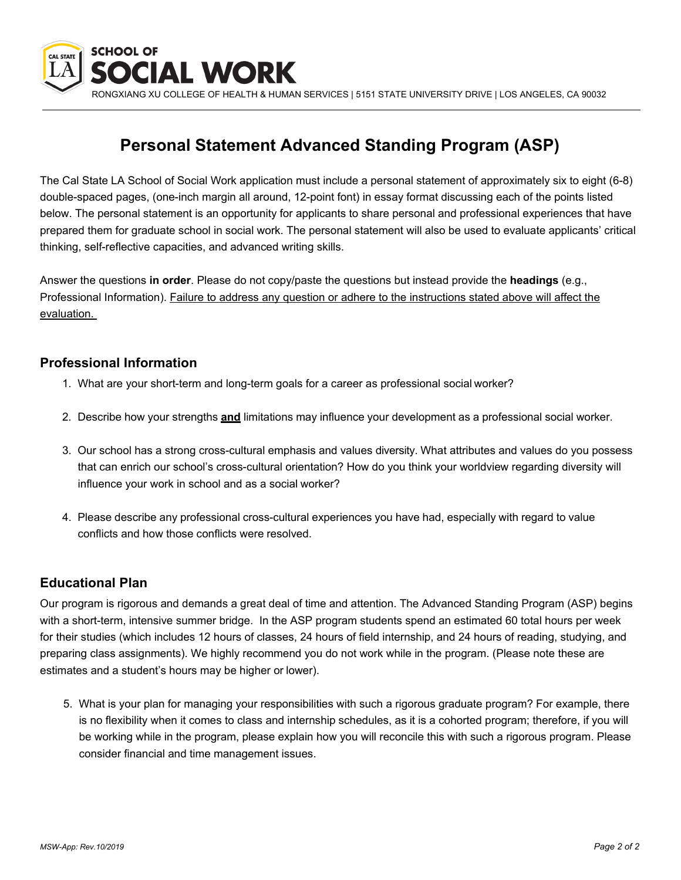SCHOOL OF SOCIAL WORK

RONGXIANG XU COLLEGE OF HEALTH & HUMAN SERVICES | 5151 STATE UNIVERSITY DRIVE | LOS ANGELES, CA 90032

# Personal Statement Advanced Standing Program (ASP)

The Cal State LA School of Social Work application must include a personal statement of approximately six to eight (6-8) double-spaced pages, (one-inch margin all around, 12-point font) in essay format discussing each of the points listed below. The personal statement is an opportunity for applicants to share personal and professional experiences that have prepared them for graduate school in social work. The personal statement will also be used to evaluate applicants' critical thinking, self-reflective capacities, and advanced writing skills.

Answer the questions **in order**. Please do not copy/paste the questions but instead provide the **headings** (e.g., Professional Information). <u>Failure to address any question or adhere to the instructions stated above will affect the evaluation.</u>

## Professional Information

1. What are your short-term and long-term goals for a career as professional social worker?

2. Describe how your strengths **<u>and</u>** limitations may influence your development as a professional social worker.

3. Our school has a strong cross-cultural emphasis and values diversity. What attributes and values do you possess that can enrich our school's cross-cultural orientation? How do you think your worldview regarding diversity will influence your work in school and as a social worker?

4. Please describe any professional cross-cultural experiences you have had, especially with regard to value conflicts and how those conflicts were resolved.

## Educational Plan

Our program is rigorous and demands a great deal of time and attention. The Advanced Standing Program (ASP) begins with a short-term, intensive summer bridge. In the ASP program students spend an estimated 60 total hours per week for their studies (which includes 12 hours of classes, 24 hours of field internship, and 24 hours of reading, studying, and preparing class assignments). We highly recommend you do not work while in the program. (Please note these are estimates and a student's hours may be higher or lower).

5. What is your plan for managing your responsibilities with such a rigorous graduate program? For example, there is no flexibility when it comes to class and internship schedules, as it is a cohorted program; therefore, if you will be working while in the program, please explain how you will reconcile this with such a rigorous program. Please consider financial and time management issues.

*MSW-App: Rev.10/2019*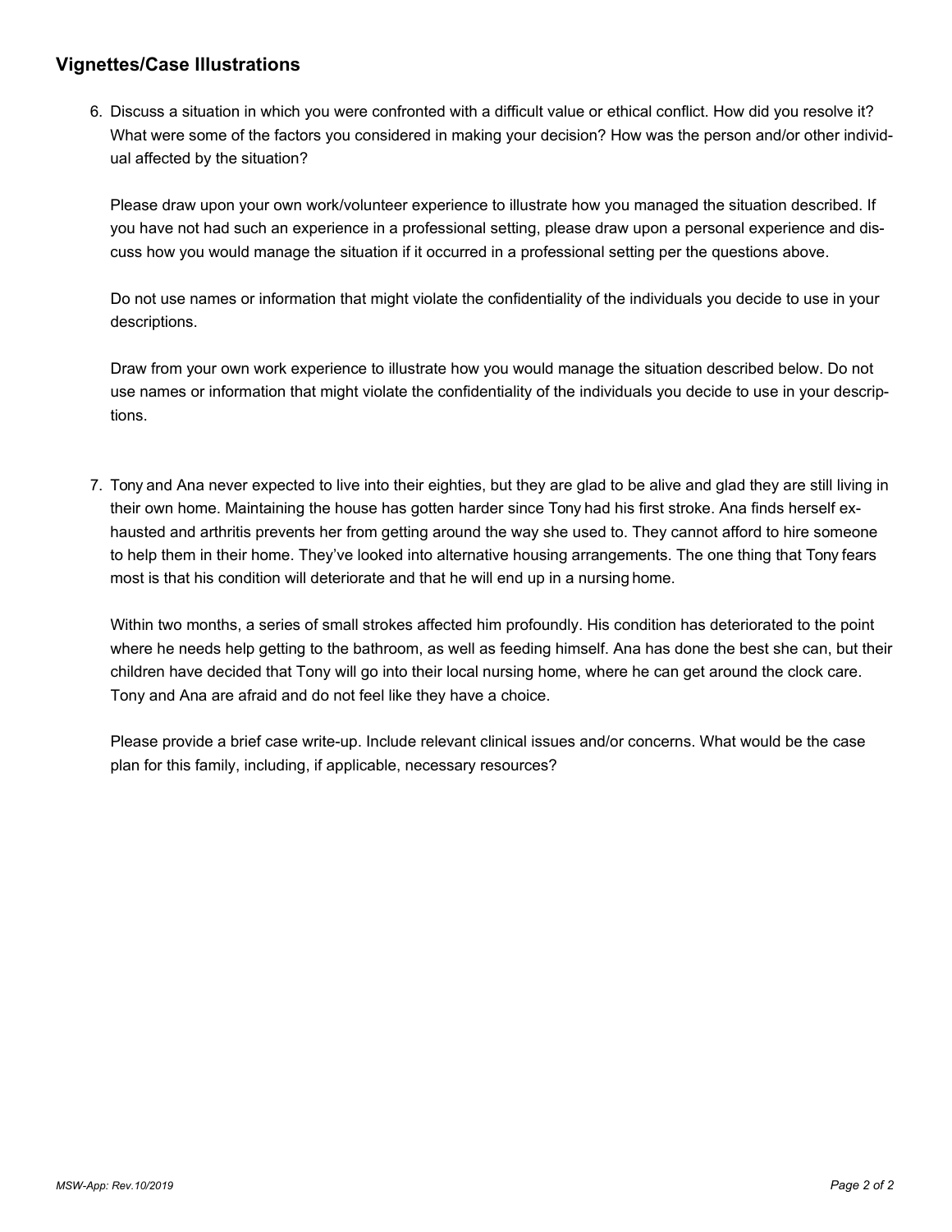## Vignettes/Case Illustrations

6. Discuss a situation in which you were confronted with a difficult value or ethical conflict. How did you resolve it? What were some of the factors you considered in making your decision? How was the person and/or other individual affected by the situation?

   Please draw upon your own work/volunteer experience to illustrate how you managed the situation described. If you have not had such an experience in a professional setting, please draw upon a personal experience and discuss how you would manage the situation if it occurred in a professional setting per the questions above.

   Do not use names or information that might violate the confidentiality of the individuals you decide to use in your descriptions.

   Draw from your own work experience to illustrate how you would manage the situation described below. Do not use names or information that might violate the confidentiality of the individuals you decide to use in your descriptions.

7. Tony and Ana never expected to live into their eighties, but they are glad to be alive and glad they are still living in their own home. Maintaining the house has gotten harder since Tony had his first stroke. Ana finds herself exhausted and arthritis prevents her from getting around the way she used to. They cannot afford to hire someone to help them in their home. They've looked into alternative housing arrangements. The one thing that Tony fears most is that his condition will deteriorate and that he will end up in a nursing home.

   Within two months, a series of small strokes affected him profoundly. His condition has deteriorated to the point where he needs help getting to the bathroom, as well as feeding himself. Ana has done the best she can, but their children have decided that Tony will go into their local nursing home, where he can get around the clock care. Tony and Ana are afraid and do not feel like they have a choice.

   Please provide a brief case write-up. Include relevant clinical issues and/or concerns. What would be the case plan for this family, including, if applicable, necessary resources?